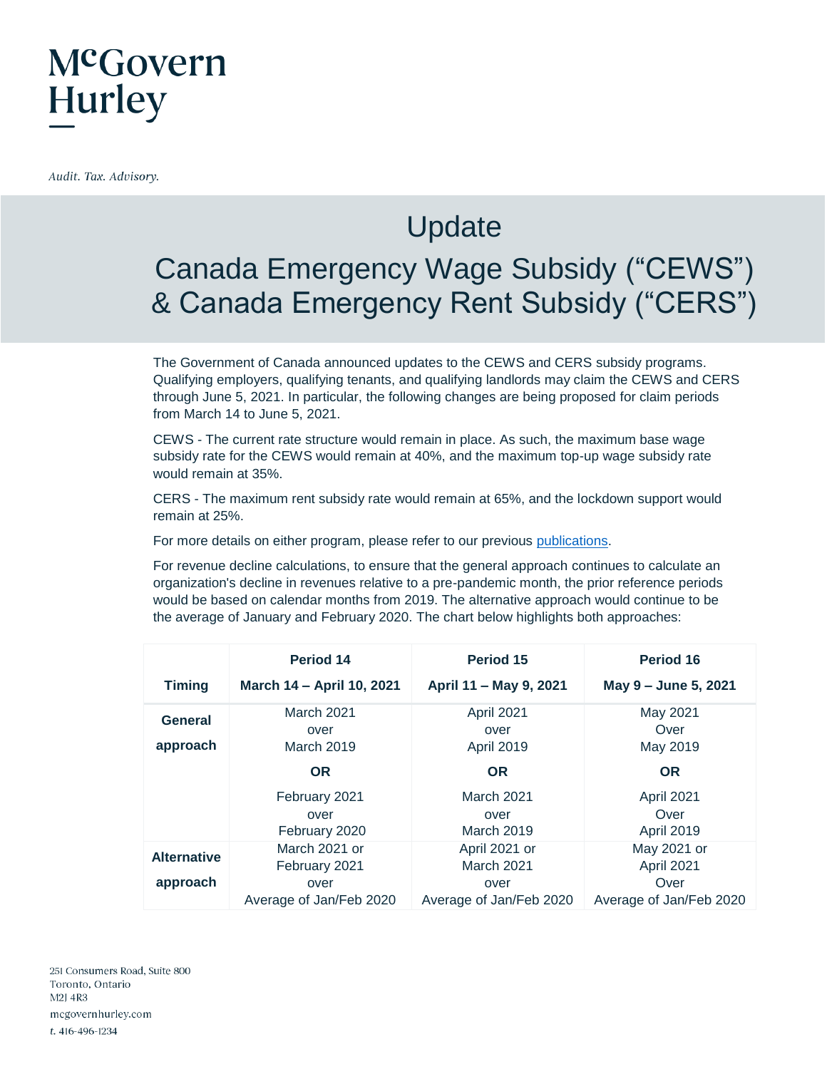McGovern Hurley

*Audit. Tax. Advisory.*

# Update

# Canada Emergency Wage Subsidy (“CEWS”) & Canada Emergency Rent Subsidy (“CERS”)

The Government of Canada announced updates to the CEWS and CERS subsidy programs. Qualifying employers, qualifying tenants, and qualifying landlords may claim the CEWS and CERS through June 5, 2021. In particular, the following changes are being proposed for claim periods from March 14 to June 5, 2021.

CEWS - The current rate structure would remain in place. As such, the maximum base wage subsidy rate for the CEWS would remain at 40%, and the maximum top-up wage subsidy rate would remain at 35%.

CERS - The maximum rent subsidy rate would remain at 65%, and the lockdown support would remain at 25%.

For more details on either program, please refer to our previous publications.

For revenue decline calculations, to ensure that the general approach continues to calculate an organization's decline in revenues relative to a pre-pandemic month, the prior reference periods would be based on calendar months from 2019. The alternative approach would continue to be the average of January and February 2020. The chart below highlights both approaches:

| Timing | Period 14<br>March 14 – April 10, 2021 | Period 15<br>April 11 – May 9, 2021 | Period 16<br>May 9 – June 5, 2021 |
|---|---|---|---|
| **General approach** | March 2021 over March 2019<br>**OR**<br>February 2021 over February 2020 | April 2021 over April 2019<br>**OR**<br>March 2021 over March 2019 | May 2021 Over May 2019<br>**OR**<br>April 2021 Over April 2019 |
| **Alternative approach** | March 2021 or February 2021 over Average of Jan/Feb 2020 | April 2021 or March 2021 over Average of Jan/Feb 2020 | May 2021 or April 2021 Over Average of Jan/Feb 2020 |

251 Consumers Road, Suite 800
Toronto, Ontario
M2J 4R3
mcgovernhurley.com
t. 416-496-1234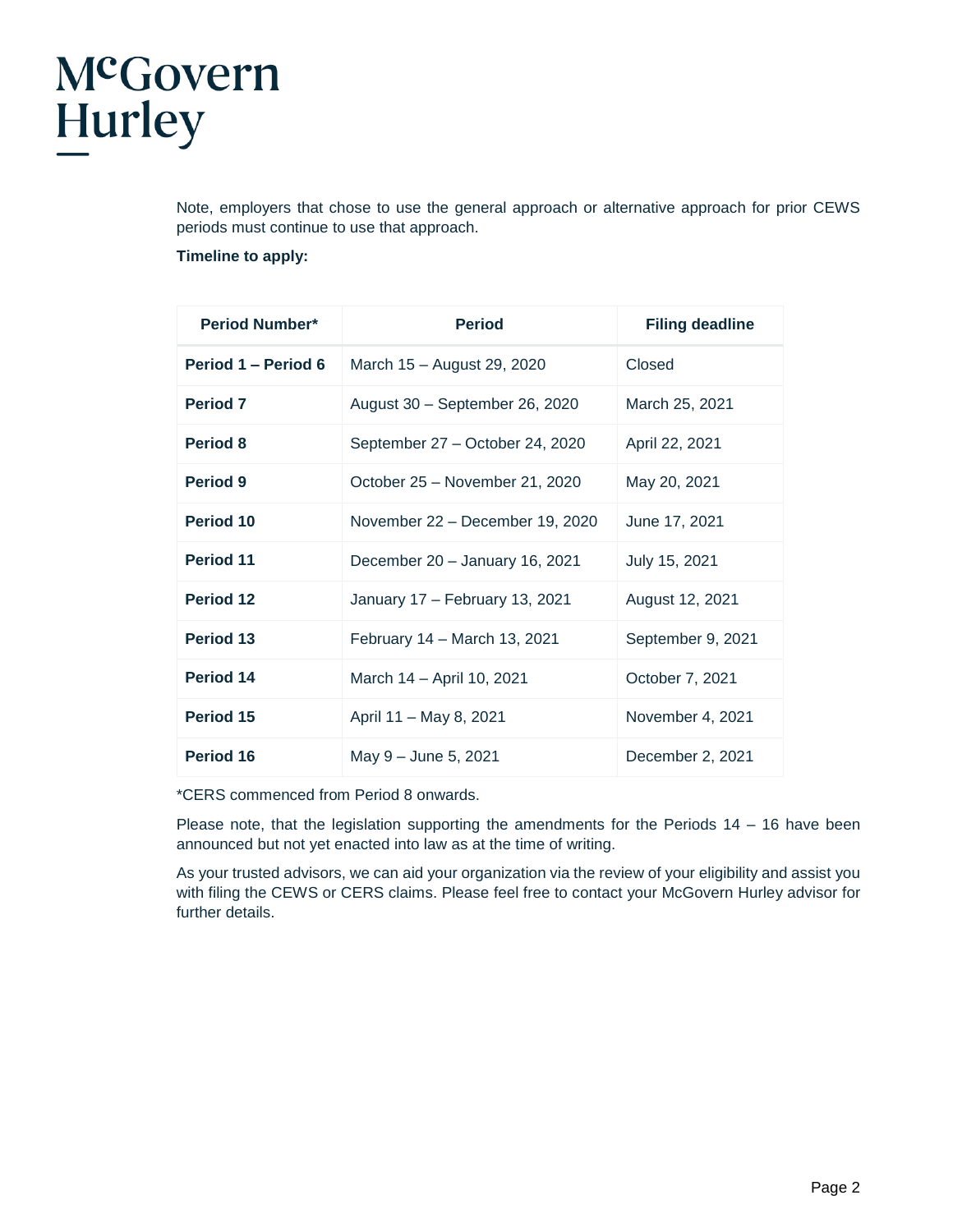Note, employers that chose to use the general approach or alternative approach for prior CEWS periods must continue to use that approach.

**Timeline to apply:**

| Period Number* | Period | Filing deadline |
| --- | --- | --- |
| **Period 1 – Period 6** | March 15 – August 29, 2020 | Closed |
| **Period 7** | August 30 – September 26, 2020 | March 25, 2021 |
| **Period 8** | September 27 – October 24, 2020 | April 22, 2021 |
| **Period 9** | October 25 – November 21, 2020 | May 20, 2021 |
| **Period 10** | November 22 – December 19, 2020 | June 17, 2021 |
| **Period 11** | December 20 – January 16, 2021 | July 15, 2021 |
| **Period 12** | January 17 – February 13, 2021 | August 12, 2021 |
| **Period 13** | February 14 – March 13, 2021 | September 9, 2021 |
| **Period 14** | March 14 – April 10, 2021 | October 7, 2021 |
| **Period 15** | April 11 – May 8, 2021 | November 4, 2021 |
| **Period 16** | May 9 – June 5, 2021 | December 2, 2021 |

*CERS commenced from Period 8 onwards.

Please note, that the legislation supporting the amendments for the Periods 14 – 16 have been announced but not yet enacted into law as at the time of writing.

As your trusted advisors, we can aid your organization via the review of your eligibility and assist you with filing the CEWS or CERS claims. Please feel free to contact your McGovern Hurley advisor for further details.